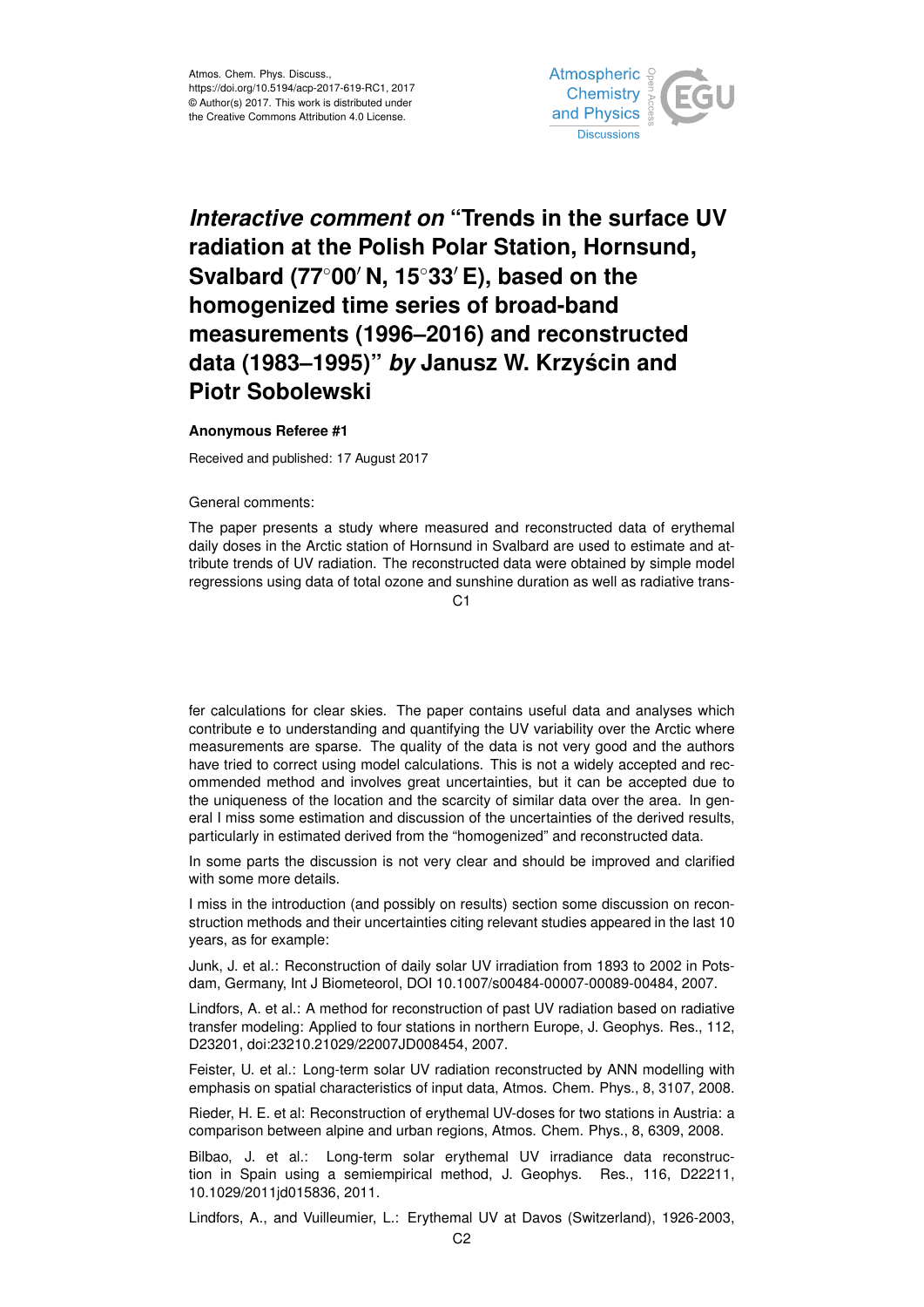Atmos. Chem. Phys. Discuss.,
https://doi.org/10.5194/acp-2017-619-RC1, 2017
© Author(s) 2017. This work is distributed under
the Creative Commons Attribution 4.0 License.

# *Interactive comment on* "Trends in the surface UV radiation at the Polish Polar Station, Hornsund, Svalbard (77°00′ N, 15°33′ E), based on the homogenized time series of broad-band measurements (1996–2016) and reconstructed data (1983–1995)" *by* Janusz W. Krzyścin and Piotr Sobolewski

**Anonymous Referee #1**

Received and published: 17 August 2017

General comments:

The paper presents a study where measured and reconstructed data of erythemal daily doses in the Arctic station of Hornsund in Svalbard are used to estimate and attribute trends of UV radiation. The reconstructed data were obtained by simple model regressions using data of total ozone and sunshine duration as well as radiative transfer calculations for clear skies. The paper contains useful data and analyses which contribute e to understanding and quantifying the UV variability over the Arctic where measurements are sparse. The quality of the data is not very good and the authors have tried to correct using model calculations. This is not a widely accepted and recommended method and involves great uncertainties, but it can be accepted due to the uniqueness of the location and the scarcity of similar data over the area. In general I miss some estimation and discussion of the uncertainties of the derived results, particularly in estimated derived from the "homogenized" and reconstructed data.

In some parts the discussion is not very clear and should be improved and clarified with some more details.

I miss in the introduction (and possibly on results) section some discussion on reconstruction methods and their uncertainties citing relevant studies appeared in the last 10 years, as for example:

Junk, J. et al.: Reconstruction of daily solar UV irradiation from 1893 to 2002 in Potsdam, Germany, Int J Biometeorol, DOI 10.1007/s00484-00007-00089-00484, 2007.

Lindfors, A. et al.: A method for reconstruction of past UV radiation based on radiative transfer modeling: Applied to four stations in northern Europe, J. Geophys. Res., 112, D23201, doi:23210.21029/22007JD008454, 2007.

Feister, U. et al.: Long-term solar UV radiation reconstructed by ANN modelling with emphasis on spatial characteristics of input data, Atmos. Chem. Phys., 8, 3107, 2008.

Rieder, H. E. et al: Reconstruction of erythemal UV-doses for two stations in Austria: a comparison between alpine and urban regions, Atmos. Chem. Phys., 8, 6309, 2008.

Bilbao, J. et al.: Long-term solar erythemal UV irradiance data reconstruction in Spain using a semiempirical method, J. Geophys. Res., 116, D22211, 10.1029/2011jd015836, 2011.

Lindfors, A., and Vuilleumier, L.: Erythemal UV at Davos (Switzerland), 1926-2003,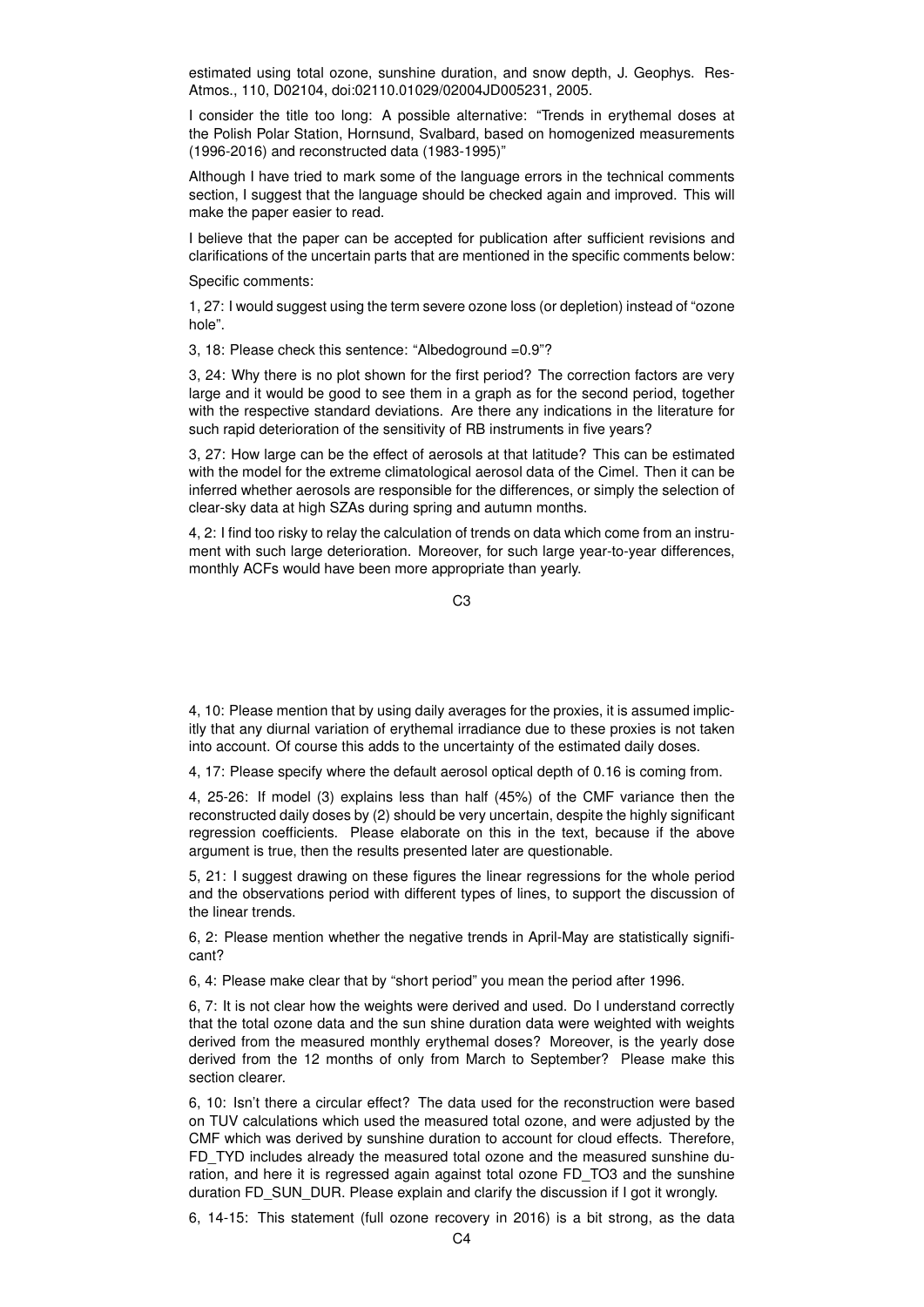estimated using total ozone, sunshine duration, and snow depth, J. Geophys. Res-Atmos., 110, D02104, doi:02110.01029/02004JD005231, 2005.

I consider the title too long: A possible alternative: "Trends in erythemal doses at the Polish Polar Station, Hornsund, Svalbard, based on homogenized measurements (1996-2016) and reconstructed data (1983-1995)"

Although I have tried to mark some of the language errors in the technical comments section, I suggest that the language should be checked again and improved. This will make the paper easier to read.

I believe that the paper can be accepted for publication after sufficient revisions and clarifications of the uncertain parts that are mentioned in the specific comments below:

Specific comments:

1, 27: I would suggest using the term severe ozone loss (or depletion) instead of "ozone hole".

3, 18: Please check this sentence: "Albedoground =0.9"?

3, 24: Why there is no plot shown for the first period? The correction factors are very large and it would be good to see them in a graph as for the second period, together with the respective standard deviations. Are there any indications in the literature for such rapid deterioration of the sensitivity of RB instruments in five years?

3, 27: How large can be the effect of aerosols at that latitude? This can be estimated with the model for the extreme climatological aerosol data of the Cimel. Then it can be inferred whether aerosols are responsible for the differences, or simply the selection of clear-sky data at high SZAs during spring and autumn months.

4, 2: I find too risky to relay the calculation of trends on data which come from an instrument with such large deterioration. Moreover, for such large year-to-year differences, monthly ACFs would have been more appropriate than yearly.

4, 10: Please mention that by using daily averages for the proxies, it is assumed implicitly that any diurnal variation of erythemal irradiance due to these proxies is not taken into account. Of course this adds to the uncertainty of the estimated daily doses.

4, 17: Please specify where the default aerosol optical depth of 0.16 is coming from.

4, 25-26: If model (3) explains less than half (45%) of the CMF variance then the reconstructed daily doses by (2) should be very uncertain, despite the highly significant regression coefficients. Please elaborate on this in the text, because if the above argument is true, then the results presented later are questionable.

5, 21: I suggest drawing on these figures the linear regressions for the whole period and the observations period with different types of lines, to support the discussion of the linear trends.

6, 2: Please mention whether the negative trends in April-May are statistically significant?

6, 4: Please make clear that by "short period" you mean the period after 1996.

6, 7: It is not clear how the weights were derived and used. Do I understand correctly that the total ozone data and the sun shine duration data were weighted with weights derived from the measured monthly erythemal doses? Moreover, is the yearly dose derived from the 12 months of only from March to September? Please make this section clearer.

6, 10: Isn't there a circular effect? The data used for the reconstruction were based on TUV calculations which used the measured total ozone, and were adjusted by the CMF which was derived by sunshine duration to account for cloud effects. Therefore, FD_TYD includes already the measured total ozone and the measured sunshine duration, and here it is regressed again against total ozone FD_TO3 and the sunshine duration FD_SUN_DUR. Please explain and clarify the discussion if I got it wrongly.

6, 14-15: This statement (full ozone recovery in 2016) is a bit strong, as the data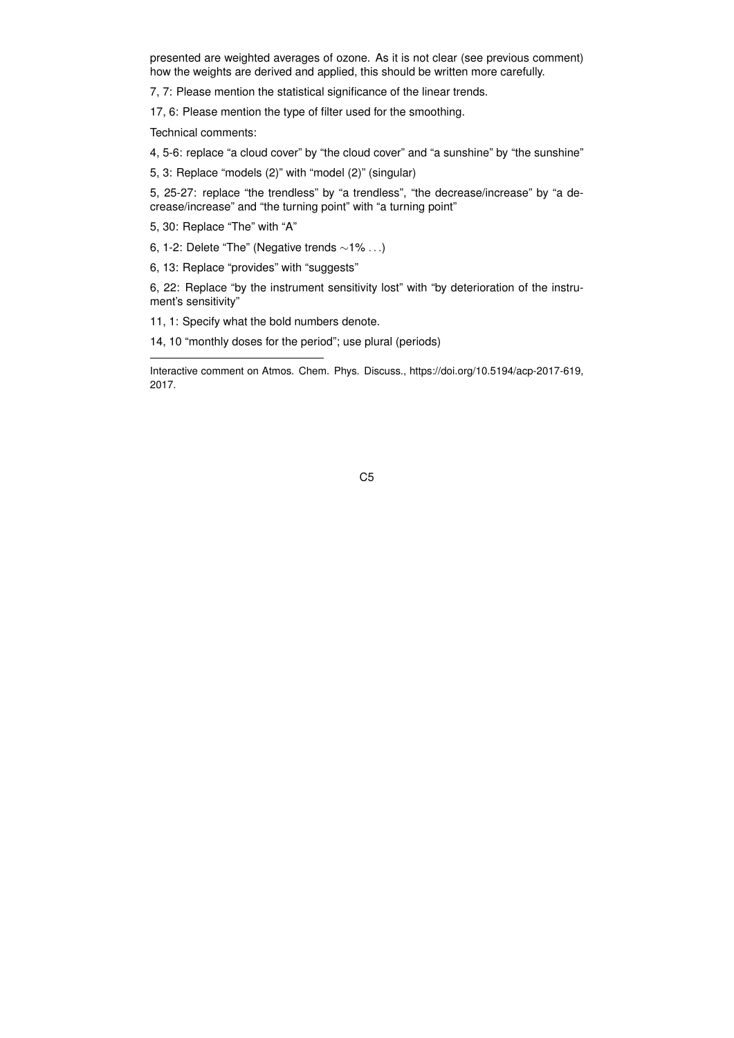presented are weighted averages of ozone. As it is not clear (see previous comment) how the weights are derived and applied, this should be written more carefully.

7, 7: Please mention the statistical significance of the linear trends.

17, 6: Please mention the type of filter used for the smoothing.

Technical comments:

4, 5-6: replace "a cloud cover" by "the cloud cover" and "a sunshine" by "the sunshine"

5, 3: Replace "models (2)" with "model (2)" (singular)

5, 25-27: replace "the trendless" by "a trendless", "the decrease/increase" by "a decrease/increase" and "the turning point" with "a turning point"

5, 30: Replace "The" with "A"

6, 1-2: Delete "The" (Negative trends ∼1% . . .)

6, 13: Replace "provides" with "suggests"

6, 22: Replace "by the instrument sensitivity lost" with "by deterioration of the instrument's sensitivity"

11, 1: Specify what the bold numbers denote.

14, 10 "monthly doses for the period"; use plural (periods)

---

Interactive comment on Atmos. Chem. Phys. Discuss., https://doi.org/10.5194/acp-2017-619, 2017.